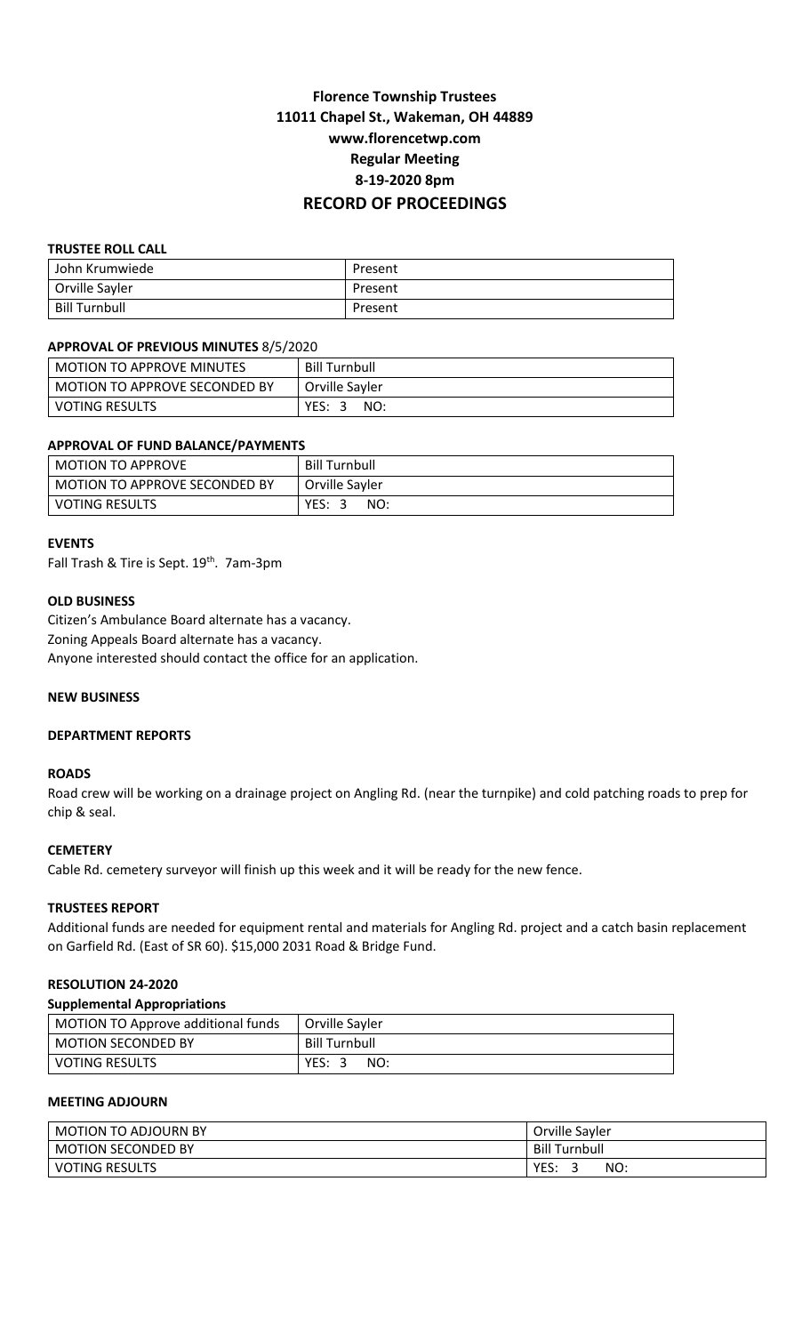# Florence Township Trustees
## 11011 Chapel St., Wakeman, OH 44889
## www.florencetwp.com
## Regular Meeting
## 8-19-2020 8pm
# RECORD OF PROCEEDINGS

**TRUSTEE ROLL CALL**

| | |
|---|---|
| John Krumwiede | Present |
| Orville Sayler | Present |
| Bill Turnbull | Present |

**APPROVAL OF PREVIOUS MINUTES** 8/5/2020

| | |
|---|---|
| MOTION TO APPROVE MINUTES | Bill Turnbull |
| MOTION TO APPROVE SECONDED BY | Orville Sayler |
| VOTING RESULTS | YES: 3 NO: |

**APPROVAL OF FUND BALANCE/PAYMENTS**

| | |
|---|---|
| MOTION TO APPROVE | Bill Turnbull |
| MOTION TO APPROVE SECONDED BY | Orville Sayler |
| VOTING RESULTS | YES: 3 NO: |

**EVENTS**

Fall Trash & Tire is Sept. 19th. 7am-3pm

**OLD BUSINESS**

Citizen's Ambulance Board alternate has a vacancy.
Zoning Appeals Board alternate has a vacancy.
Anyone interested should contact the office for an application.

**NEW BUSINESS**

**DEPARTMENT REPORTS**

**ROADS**

Road crew will be working on a drainage project on Angling Rd. (near the turnpike) and cold patching roads to prep for chip & seal.

**CEMETERY**

Cable Rd. cemetery surveyor will finish up this week and it will be ready for the new fence.

**TRUSTEES REPORT**

Additional funds are needed for equipment rental and materials for Angling Rd. project and a catch basin replacement on Garfield Rd. (East of SR 60). $15,000 2031 Road & Bridge Fund.

**RESOLUTION 24-2020**

**Supplemental Appropriations**

| | |
|---|---|
| MOTION TO Approve additional funds | Orville Sayler |
| MOTION SECONDED BY | Bill Turnbull |
| VOTING RESULTS | YES: 3 NO: |

**MEETING ADJOURN**

| | |
|---|---|
| MOTION TO ADJOURN BY | Orville Sayler |
| MOTION SECONDED BY | Bill Turnbull |
| VOTING RESULTS | YES: 3 NO: |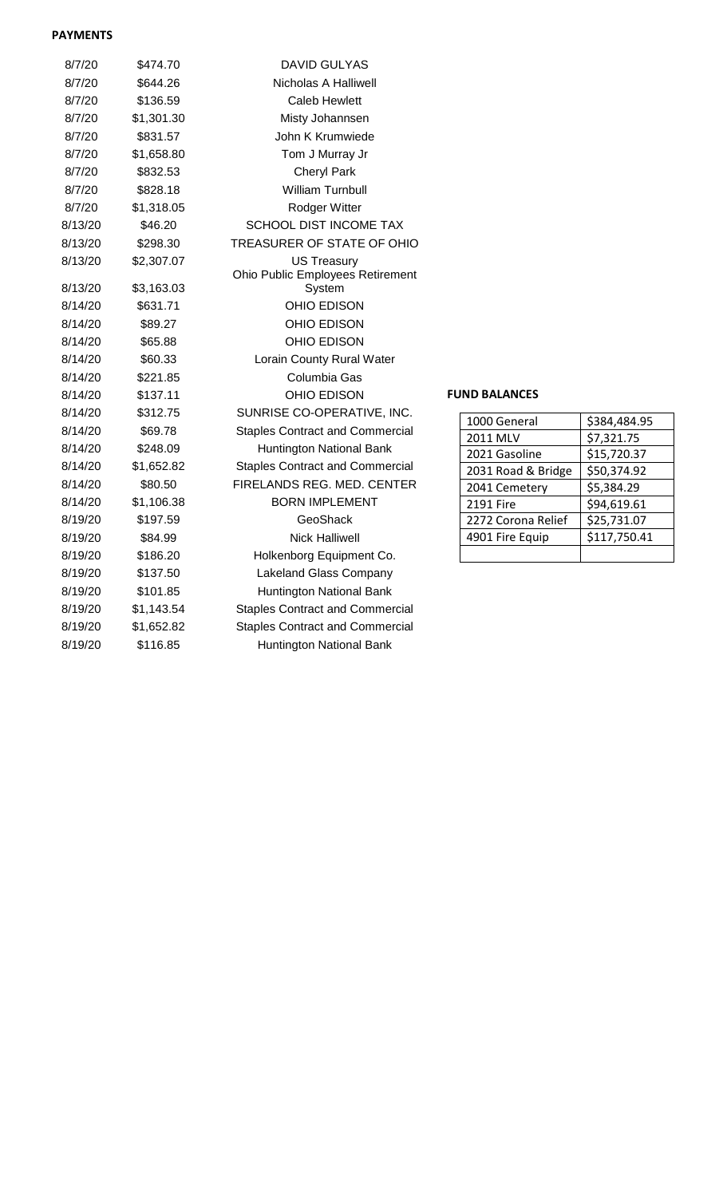**PAYMENTS**

| | | |
|---|---|---|
| 8/7/20 | $474.70 | DAVID GULYAS |
| 8/7/20 | $644.26 | Nicholas A Halliwell |
| 8/7/20 | $136.59 | Caleb Hewlett |
| 8/7/20 | $1,301.30 | Misty Johannsen |
| 8/7/20 | $831.57 | John K Krumwiede |
| 8/7/20 | $1,658.80 | Tom J Murray Jr |
| 8/7/20 | $832.53 | Cheryl Park |
| 8/7/20 | $828.18 | William Turnbull |
| 8/7/20 | $1,318.05 | Rodger Witter |
| 8/13/20 | $46.20 | SCHOOL DIST INCOME TAX |
| 8/13/20 | $298.30 | TREASURER OF STATE OF OHIO |
| 8/13/20 | $2,307.07 | US Treasury |
| 8/13/20 | $3,163.03 | Ohio Public Employees Retirement System |
| 8/14/20 | $631.71 | OHIO EDISON |
| 8/14/20 | $89.27 | OHIO EDISON |
| 8/14/20 | $65.88 | OHIO EDISON |
| 8/14/20 | $60.33 | Lorain County Rural Water |
| 8/14/20 | $221.85 | Columbia Gas |
| 8/14/20 | $137.11 | OHIO EDISON |
| 8/14/20 | $312.75 | SUNRISE CO-OPERATIVE, INC. |
| 8/14/20 | $69.78 | Staples Contract and Commercial |
| 8/14/20 | $248.09 | Huntington National Bank |
| 8/14/20 | $1,652.82 | Staples Contract and Commercial |
| 8/14/20 | $80.50 | FIRELANDS REG. MED. CENTER |
| 8/14/20 | $1,106.38 | BORN IMPLEMENT |
| 8/19/20 | $197.59 | GeoShack |
| 8/19/20 | $84.99 | Nick Halliwell |
| 8/19/20 | $186.20 | Holkenborg Equipment Co. |
| 8/19/20 | $137.50 | Lakeland Glass Company |
| 8/19/20 | $101.85 | Huntington National Bank |
| 8/19/20 | $1,143.54 | Staples Contract and Commercial |
| 8/19/20 | $1,652.82 | Staples Contract and Commercial |
| 8/19/20 | $116.85 | Huntington National Bank |

**FUND BALANCES**

| | |
|---|---|
| 1000 General | $384,484.95 |
| 2011 MLV | $7,321.75 |
| 2021 Gasoline | $15,720.37 |
| 2031 Road & Bridge | $50,374.92 |
| 2041 Cemetery | $5,384.29 |
| 2191 Fire | $94,619.61 |
| 2272 Corona Relief | $25,731.07 |
| 4901 Fire Equip | $117,750.41 |
| | |